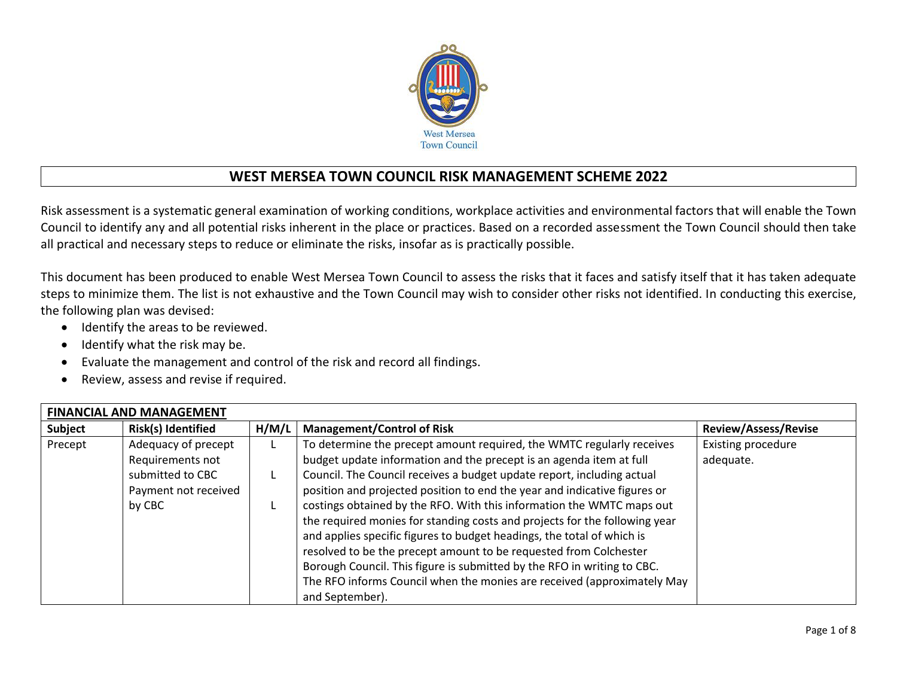# WEST MERSEA TOWN COUNCIL RISK MANAGEMENT SCHEME 2022

Risk assessment is a systematic general examination of working conditions, workplace activities and environmental factors that will enable the Town Council to identify any and all potential risks inherent in the place or practices. Based on a recorded assessment the Town Council should then take all practical and necessary steps to reduce or eliminate the risks, insofar as is practically possible.

This document has been produced to enable West Mersea Town Council to assess the risks that it faces and satisfy itself that it has taken adequate steps to minimize them. The list is not exhaustive and the Town Council may wish to consider other risks not identified. In conducting this exercise, the following plan was devised:

- Identify the areas to be reviewed.
- Identify what the risk may be.
- Evaluate the management and control of the risk and record all findings.
- Review, assess and revise if required.

| **FINANCIAL AND MANAGEMENT** | | | | |
|---|---|---|---|---|
| **Subject** | **Risk(s) Identified** | **H/M/L** | **Management/Control of Risk** | **Review/Assess/Revise** |
| Precept | Adequacy of precept<br>Requirements not submitted to CBC<br>Payment not received by CBC | L<br>L<br>L | To determine the precept amount required, the WMTC regularly receives budget update information and the precept is an agenda item at full Council. The Council receives a budget update report, including actual position and projected position to end the year and indicative figures or costings obtained by the RFO. With this information the WMTC maps out the required monies for standing costs and projects for the following year and applies specific figures to budget headings, the total of which is resolved to be the precept amount to be requested from Colchester Borough Council. This figure is submitted by the RFO in writing to CBC. The RFO informs Council when the monies are received (approximately May and September). | Existing procedure adequate. |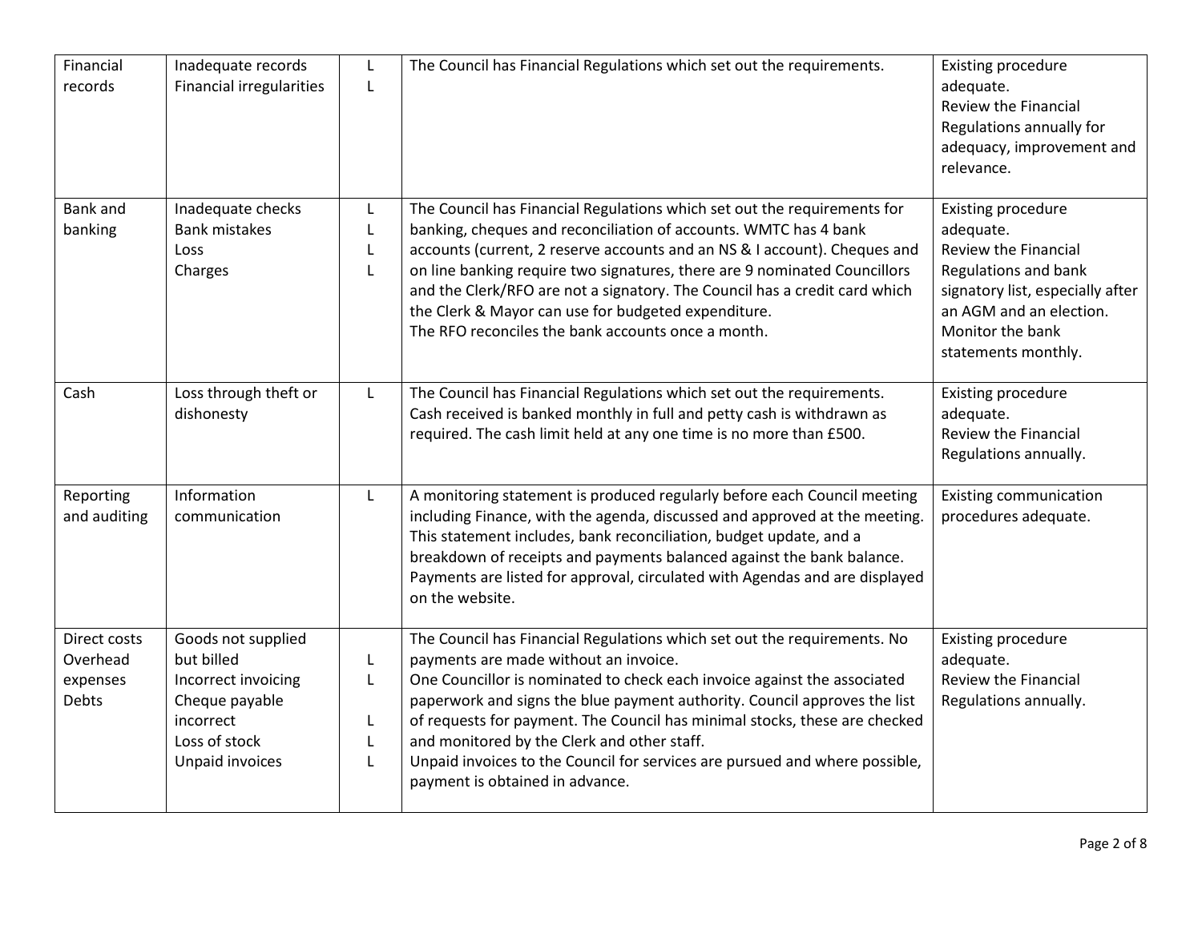| Financial records | Inadequate records<br>Financial irregularities | L<br>L | The Council has Financial Regulations which set out the requirements. | Existing procedure adequate.<br>Review the Financial Regulations annually for adequacy, improvement and relevance. |
|---|---|---|---|---|
| Bank and banking | Inadequate checks<br>Bank mistakes<br>Loss<br>Charges | L<br>L<br>L<br>L | The Council has Financial Regulations which set out the requirements for banking, cheques and reconciliation of accounts. WMTC has 4 bank accounts (current, 2 reserve accounts and an NS & I account). Cheques and on line banking require two signatures, there are 9 nominated Councillors and the Clerk/RFO are not a signatory. The Council has a credit card which the Clerk & Mayor can use for budgeted expenditure.<br>The RFO reconciles the bank accounts once a month. | Existing procedure adequate.<br>Review the Financial Regulations and bank signatory list, especially after an AGM and an election.<br>Monitor the bank statements monthly. |
| Cash | Loss through theft or dishonesty | L | The Council has Financial Regulations which set out the requirements. Cash received is banked monthly in full and petty cash is withdrawn as required. The cash limit held at any one time is no more than £500. | Existing procedure adequate.<br>Review the Financial Regulations annually. |
| Reporting and auditing | Information communication | L | A monitoring statement is produced regularly before each Council meeting including Finance, with the agenda, discussed and approved at the meeting. This statement includes, bank reconciliation, budget update, and a breakdown of receipts and payments balanced against the bank balance. Payments are listed for approval, circulated with Agendas and are displayed on the website. | Existing communication procedures adequate. |
| Direct costs<br>Overhead expenses<br>Debts | Goods not supplied but billed<br>Incorrect invoicing<br>Cheque payable incorrect<br>Loss of stock<br>Unpaid invoices | L<br>L<br>L<br>L<br>L | The Council has Financial Regulations which set out the requirements. No payments are made without an invoice.<br>One Councillor is nominated to check each invoice against the associated paperwork and signs the blue payment authority. Council approves the list of requests for payment. The Council has minimal stocks, these are checked and monitored by the Clerk and other staff.<br>Unpaid invoices to the Council for services are pursued and where possible, payment is obtained in advance. | Existing procedure adequate.<br>Review the Financial Regulations annually. |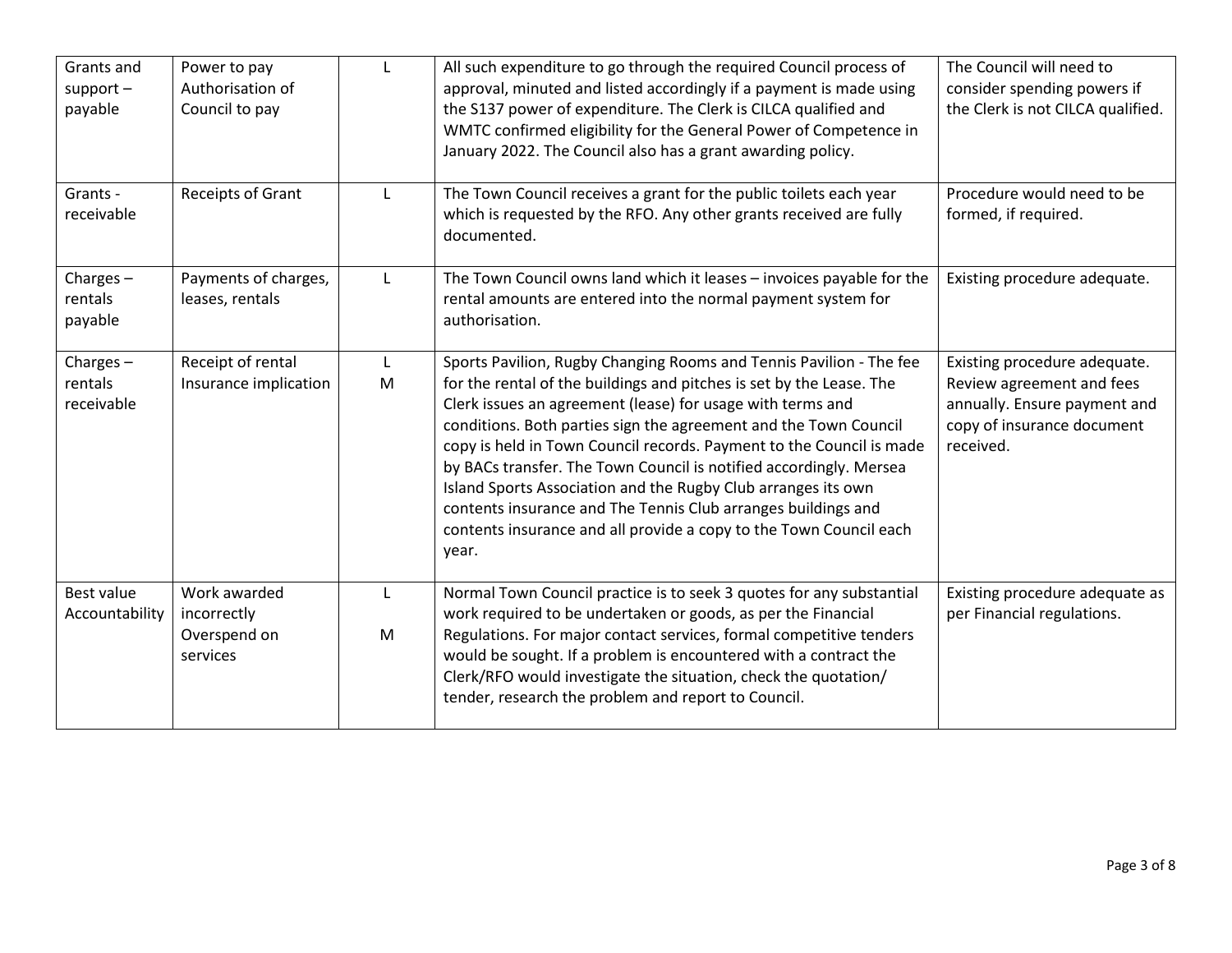| | | | | |
|---|---|---|---|---|
| Grants and support – payable | Power to pay<br>Authorisation of Council to pay | L | All such expenditure to go through the required Council process of approval, minuted and listed accordingly if a payment is made using the S137 power of expenditure. The Clerk is CILCA qualified and WMTC confirmed eligibility for the General Power of Competence in January 2022. The Council also has a grant awarding policy. | The Council will need to consider spending powers if the Clerk is not CILCA qualified. |
| Grants - receivable | Receipts of Grant | L | The Town Council receives a grant for the public toilets each year which is requested by the RFO. Any other grants received are fully documented. | Procedure would need to be formed, if required. |
| Charges – rentals payable | Payments of charges, leases, rentals | L | The Town Council owns land which it leases – invoices payable for the rental amounts are entered into the normal payment system for authorisation. | Existing procedure adequate. |
| Charges – rentals receivable | Receipt of rental<br>Insurance implication | L<br>M | Sports Pavilion, Rugby Changing Rooms and Tennis Pavilion - The fee for the rental of the buildings and pitches is set by the Lease. The Clerk issues an agreement (lease) for usage with terms and conditions. Both parties sign the agreement and the Town Council copy is held in Town Council records. Payment to the Council is made by BACs transfer. The Town Council is notified accordingly. Mersea Island Sports Association and the Rugby Club arranges its own contents insurance and The Tennis Club arranges buildings and contents insurance and all provide a copy to the Town Council each year. | Existing procedure adequate. Review agreement and fees annually. Ensure payment and copy of insurance document received. |
| Best value Accountability | Work awarded incorrectly<br>Overspend on services | L<br>M | Normal Town Council practice is to seek 3 quotes for any substantial work required to be undertaken or goods, as per the Financial Regulations. For major contact services, formal competitive tenders would be sought. If a problem is encountered with a contract the Clerk/RFO would investigate the situation, check the quotation/ tender, research the problem and report to Council. | Existing procedure adequate as per Financial regulations. |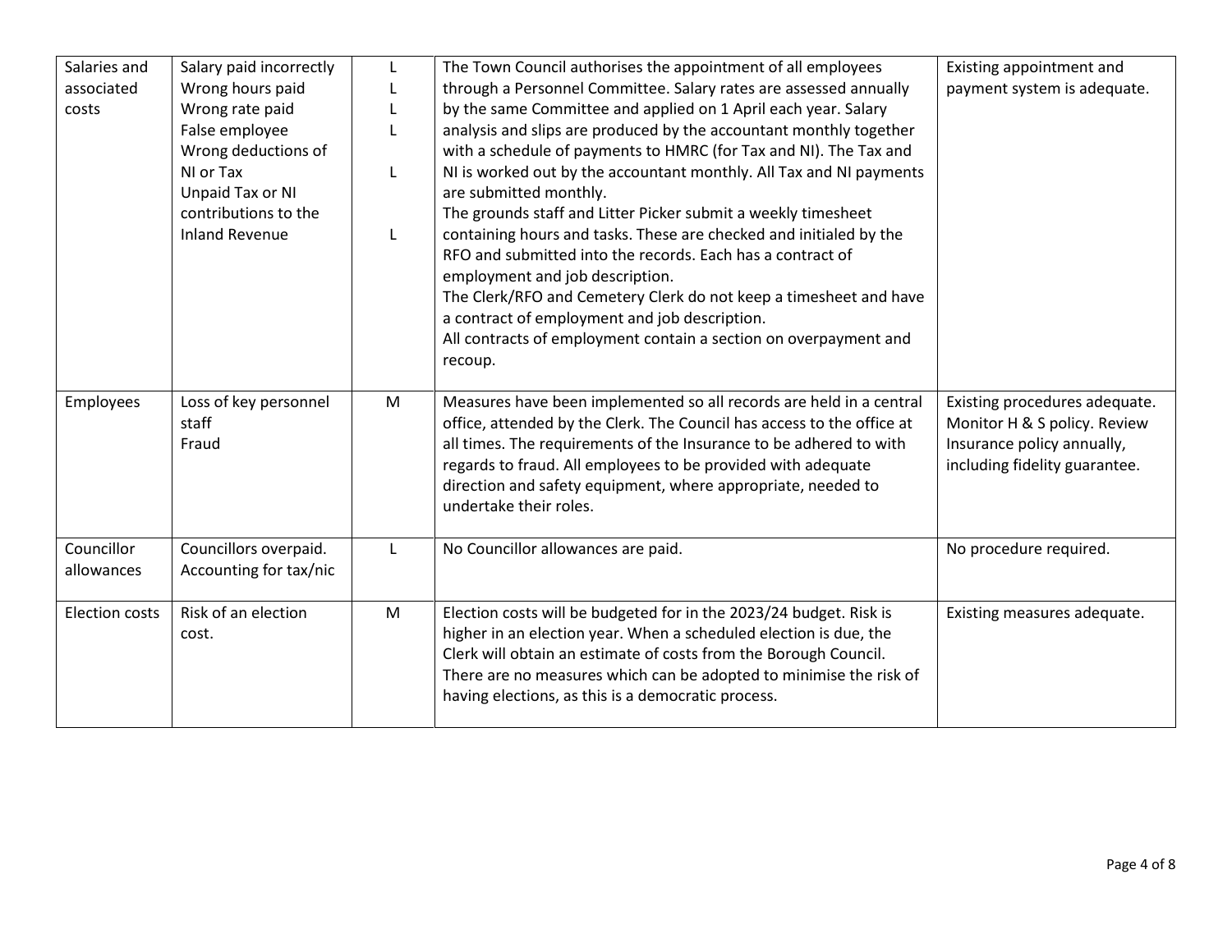| Salaries and associated costs | Salary paid incorrectly<br>Wrong hours paid<br>Wrong rate paid<br>False employee<br>Wrong deductions of NI or Tax<br>Unpaid Tax or NI contributions to the Inland Revenue | L<br>L<br>L<br>L<br>L<br>L | The Town Council authorises the appointment of all employees through a Personnel Committee. Salary rates are assessed annually by the same Committee and applied on 1 April each year. Salary analysis and slips are produced by the accountant monthly together with a schedule of payments to HMRC (for Tax and NI). The Tax and NI is worked out by the accountant monthly. All Tax and NI payments are submitted monthly.<br>The grounds staff and Litter Picker submit a weekly timesheet containing hours and tasks. These are checked and initialed by the RFO and submitted into the records. Each has a contract of employment and job description.<br>The Clerk/RFO and Cemetery Clerk do not keep a timesheet and have a contract of employment and job description.<br>All contracts of employment contain a section on overpayment and recoup. | Existing appointment and payment system is adequate. |
|---|---|---|---|---|
| Employees | Loss of key personnel staff<br>Fraud | M | Measures have been implemented so all records are held in a central office, attended by the Clerk. The Council has access to the office at all times. The requirements of the Insurance to be adhered to with regards to fraud. All employees to be provided with adequate direction and safety equipment, where appropriate, needed to undertake their roles. | Existing procedures adequate. Monitor H & S policy. Review Insurance policy annually, including fidelity guarantee. |
| Councillor allowances | Councillors overpaid. Accounting for tax/nic | L | No Councillor allowances are paid. | No procedure required. |
| Election costs | Risk of an election cost. | M | Election costs will be budgeted for in the 2023/24 budget. Risk is higher in an election year. When a scheduled election is due, the Clerk will obtain an estimate of costs from the Borough Council. There are no measures which can be adopted to minimise the risk of having elections, as this is a democratic process. | Existing measures adequate. |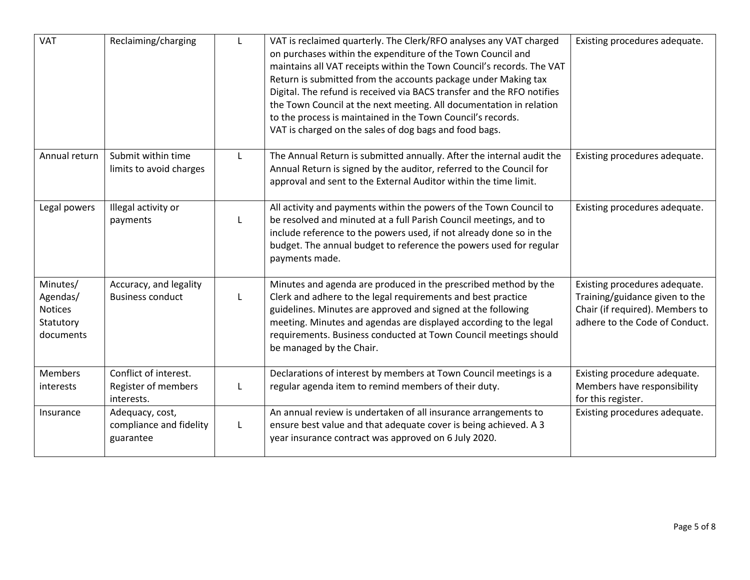| VAT | Reclaiming/charging | L | VAT is reclaimed quarterly. The Clerk/RFO analyses any VAT charged on purchases within the expenditure of the Town Council and maintains all VAT receipts within the Town Council's records. The VAT Return is submitted from the accounts package under Making tax Digital. The refund is received via BACS transfer and the RFO notifies the Town Council at the next meeting. All documentation in relation to the process is maintained in the Town Council's records. VAT is charged on the sales of dog bags and food bags. | Existing procedures adequate. |
|---|---|---|---|---|
| Annual return | Submit within time limits to avoid charges | L | The Annual Return is submitted annually. After the internal audit the Annual Return is signed by the auditor, referred to the Council for approval and sent to the External Auditor within the time limit. | Existing procedures adequate. |
| Legal powers | Illegal activity or payments | L | All activity and payments within the powers of the Town Council to be resolved and minuted at a full Parish Council meetings, and to include reference to the powers used, if not already done so in the budget. The annual budget to reference the powers used for regular payments made. | Existing procedures adequate. |
| Minutes/ Agendas/ Notices Statutory documents | Accuracy, and legality Business conduct | L | Minutes and agenda are produced in the prescribed method by the Clerk and adhere to the legal requirements and best practice guidelines. Minutes are approved and signed at the following meeting. Minutes and agendas are displayed according to the legal requirements. Business conducted at Town Council meetings should be managed by the Chair. | Existing procedures adequate. Training/guidance given to the Chair (if required). Members to adhere to the Code of Conduct. |
| Members interests | Conflict of interest. Register of members interests. | L | Declarations of interest by members at Town Council meetings is a regular agenda item to remind members of their duty. | Existing procedure adequate. Members have responsibility for this register. |
| Insurance | Adequacy, cost, compliance and fidelity guarantee | L | An annual review is undertaken of all insurance arrangements to ensure best value and that adequate cover is being achieved. A 3 year insurance contract was approved on 6 July 2020. | Existing procedures adequate. |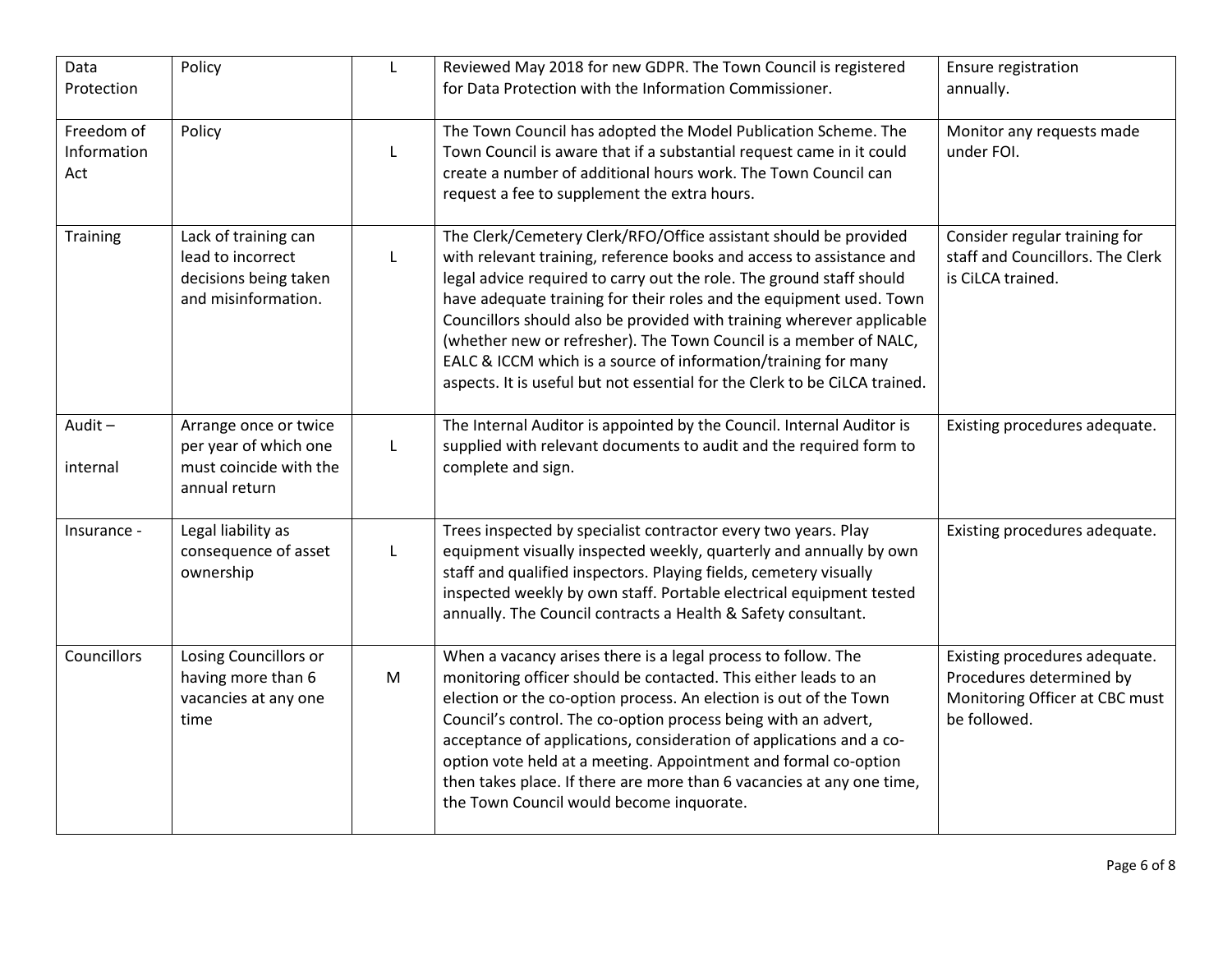| Data Protection | Policy | L | Reviewed May 2018 for new GDPR. The Town Council is registered for Data Protection with the Information Commissioner. | Ensure registration annually. |
|---|---|---|---|---|
| Freedom of Information Act | Policy | L | The Town Council has adopted the Model Publication Scheme. The Town Council is aware that if a substantial request came in it could create a number of additional hours work. The Town Council can request a fee to supplement the extra hours. | Monitor any requests made under FOI. |
| Training | Lack of training can lead to incorrect decisions being taken and misinformation. | L | The Clerk/Cemetery Clerk/RFO/Office assistant should be provided with relevant training, reference books and access to assistance and legal advice required to carry out the role. The ground staff should have adequate training for their roles and the equipment used. Town Councillors should also be provided with training wherever applicable (whether new or refresher). The Town Council is a member of NALC, EALC & ICCM which is a source of information/training for many aspects. It is useful but not essential for the Clerk to be CiLCA trained. | Consider regular training for staff and Councillors. The Clerk is CiLCA trained. |
| Audit – internal | Arrange once or twice per year of which one must coincide with the annual return | L | The Internal Auditor is appointed by the Council. Internal Auditor is supplied with relevant documents to audit and the required form to complete and sign. | Existing procedures adequate. |
| Insurance - | Legal liability as consequence of asset ownership | L | Trees inspected by specialist contractor every two years. Play equipment visually inspected weekly, quarterly and annually by own staff and qualified inspectors. Playing fields, cemetery visually inspected weekly by own staff. Portable electrical equipment tested annually. The Council contracts a Health & Safety consultant. | Existing procedures adequate. |
| Councillors | Losing Councillors or having more than 6 vacancies at any one time | M | When a vacancy arises there is a legal process to follow. The monitoring officer should be contacted. This either leads to an election or the co-option process. An election is out of the Town Council's control. The co-option process being with an advert, acceptance of applications, consideration of applications and a co-option vote held at a meeting. Appointment and formal co-option then takes place. If there are more than 6 vacancies at any one time, the Town Council would become inquorate. | Existing procedures adequate. Procedures determined by Monitoring Officer at CBC must be followed. |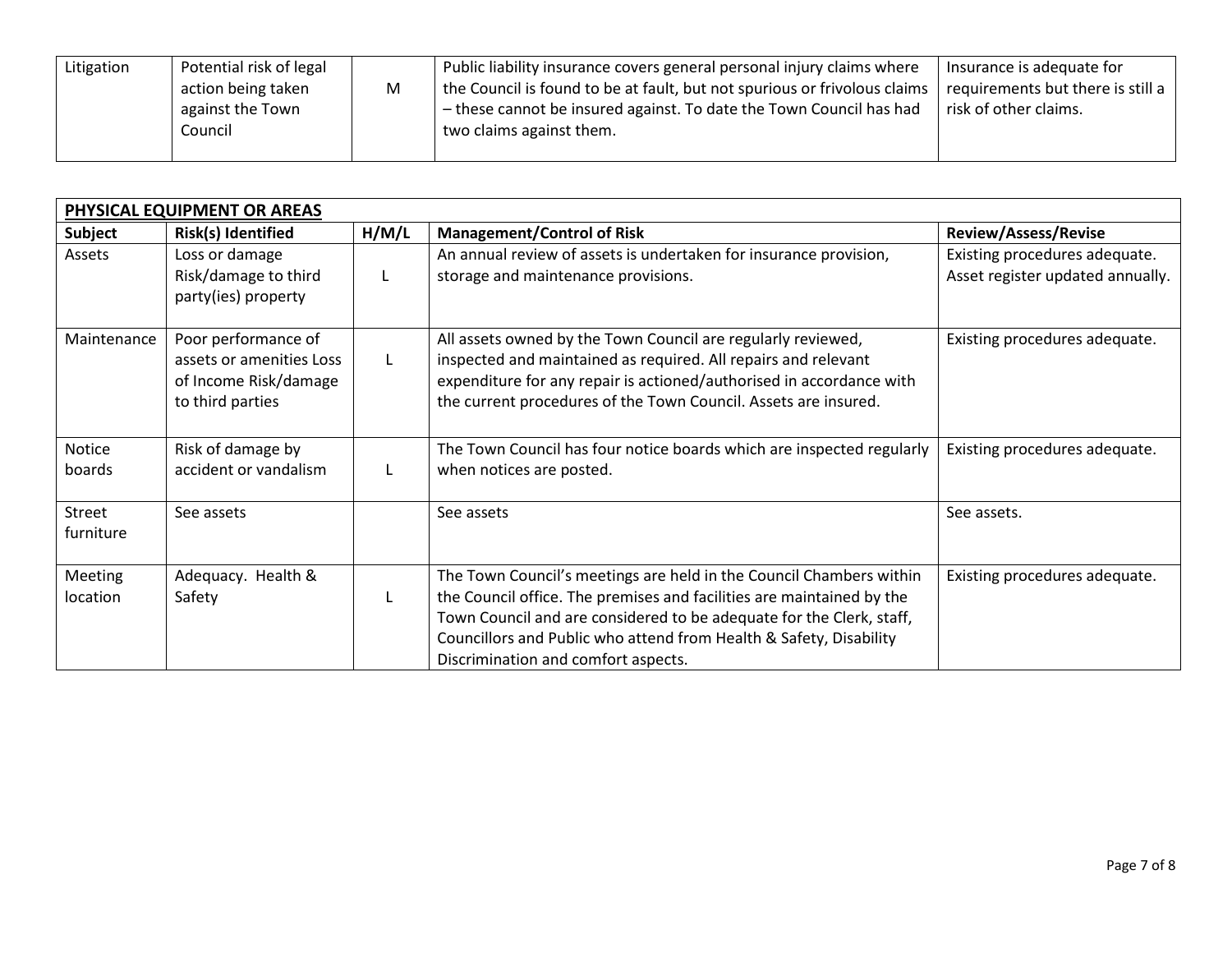| Litigation | Potential risk of legal action being taken against the Town Council | M | Public liability insurance covers general personal injury claims where the Council is found to be at fault, but not spurious or frivolous claims – these cannot be insured against. To date the Town Council has had two claims against them. | Insurance is adequate for requirements but there is still a risk of other claims. |
|---|---|---|---|---|

| **PHYSICAL EQUIPMENT OR AREAS** | | | | |
|---|---|---|---|---|
| **Subject** | **Risk(s) Identified** | **H/M/L** | **Management/Control of Risk** | **Review/Assess/Revise** |
| Assets | Loss or damage Risk/damage to third party(ies) property | L | An annual review of assets is undertaken for insurance provision, storage and maintenance provisions. | Existing procedures adequate. Asset register updated annually. |
| Maintenance | Poor performance of assets or amenities Loss of Income Risk/damage to third parties | L | All assets owned by the Town Council are regularly reviewed, inspected and maintained as required. All repairs and relevant expenditure for any repair is actioned/authorised in accordance with the current procedures of the Town Council. Assets are insured. | Existing procedures adequate. |
| Notice boards | Risk of damage by accident or vandalism | L | The Town Council has four notice boards which are inspected regularly when notices are posted. | Existing procedures adequate. |
| Street furniture | See assets | | See assets | See assets. |
| Meeting location | Adequacy. Health & Safety | L | The Town Council's meetings are held in the Council Chambers within the Council office. The premises and facilities are maintained by the Town Council and are considered to be adequate for the Clerk, staff, Councillors and Public who attend from Health & Safety, Disability Discrimination and comfort aspects. | Existing procedures adequate. |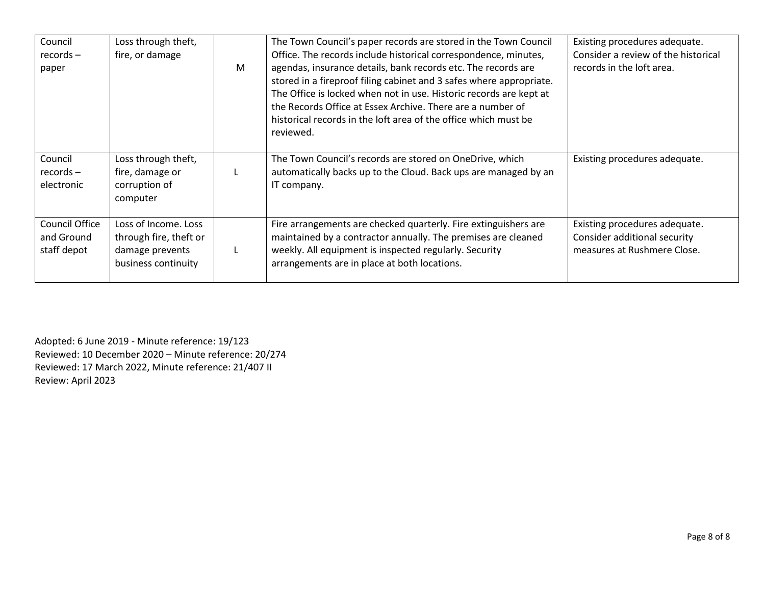| | | | | |
|---|---|---|---|---|
| Council records – paper | Loss through theft, fire, or damage | M | The Town Council's paper records are stored in the Town Council Office. The records include historical correspondence, minutes, agendas, insurance details, bank records etc. The records are stored in a fireproof filing cabinet and 3 safes where appropriate. The Office is locked when not in use. Historic records are kept at the Records Office at Essex Archive. There are a number of historical records in the loft area of the office which must be reviewed. | Existing procedures adequate. Consider a review of the historical records in the loft area. |
| Council records – electronic | Loss through theft, fire, damage or corruption of computer | L | The Town Council's records are stored on OneDrive, which automatically backs up to the Cloud. Back ups are managed by an IT company. | Existing procedures adequate. |
| Council Office and Ground staff depot | Loss of Income. Loss through fire, theft or damage prevents business continuity | L | Fire arrangements are checked quarterly. Fire extinguishers are maintained by a contractor annually. The premises are cleaned weekly. All equipment is inspected regularly. Security arrangements are in place at both locations. | Existing procedures adequate. Consider additional security measures at Rushmere Close. |

Adopted: 6 June 2019 - Minute reference: 19/123
Reviewed: 10 December 2020 – Minute reference: 20/274
Reviewed: 17 March 2022, Minute reference: 21/407 II
Review: April 2023